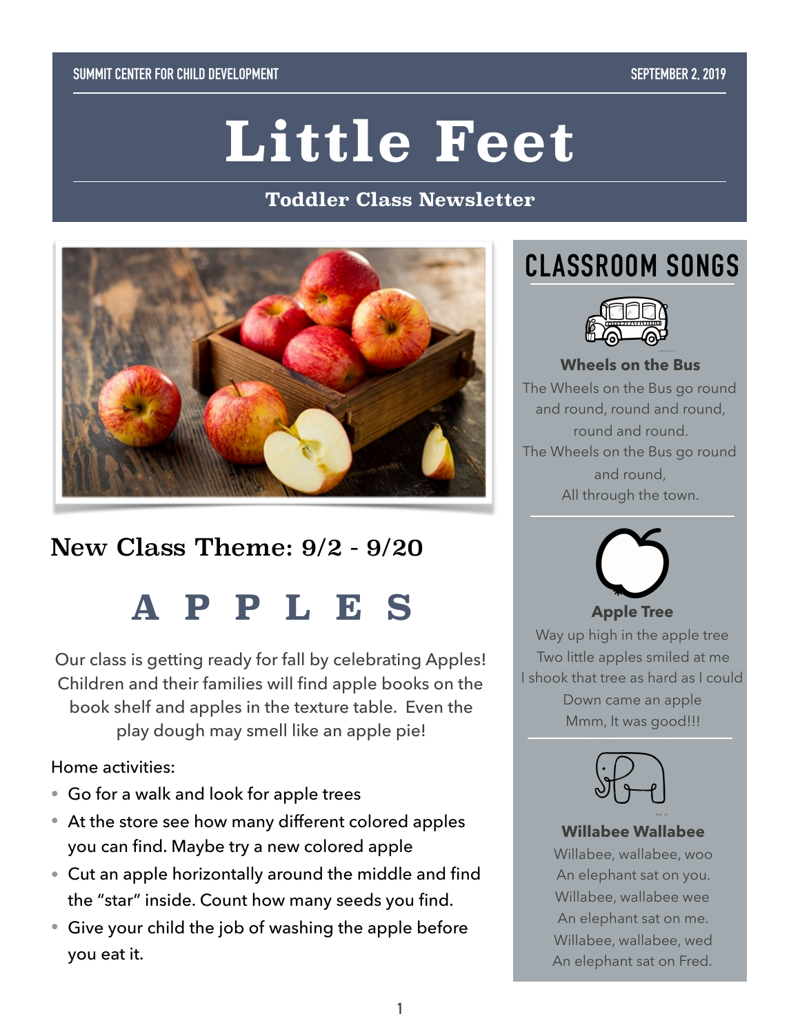SUMMIT CENTER FOR CHILD DEVELOPMENT

SEPTEMBER 2, 2019

# Little Feet

### Toddler Class Newsletter

## New Class Theme: 9/2 - 9/20

## A P P L E S

Our class is getting ready for fall by celebrating Apples! Children and their families will find apple books on the book shelf and apples in the texture table. Even the play dough may smell like an apple pie!

Home activities:

- Go for a walk and look for apple trees
- At the store see how many different colored apples you can find. Maybe try a new colored apple
- Cut an apple horizontally around the middle and find the "star" inside. Count how many seeds you find.
- Give your child the job of washing the apple before you eat it.

## CLASSROOM SONGS

**Wheels on the Bus**

The Wheels on the Bus go round and round, round and round, round and round.
The Wheels on the Bus go round and round,
All through the town.

**Apple Tree**

Way up high in the apple tree
Two little apples smiled at me
I shook that tree as hard as I could
Down came an apple
Mmm, It was good!!!

**Willabee Wallabee**

Willabee, wallabee, woo
An elephant sat on you.
Willabee, wallabee wee
An elephant sat on me.
Willabee, wallabee, wed
An elephant sat on Fred.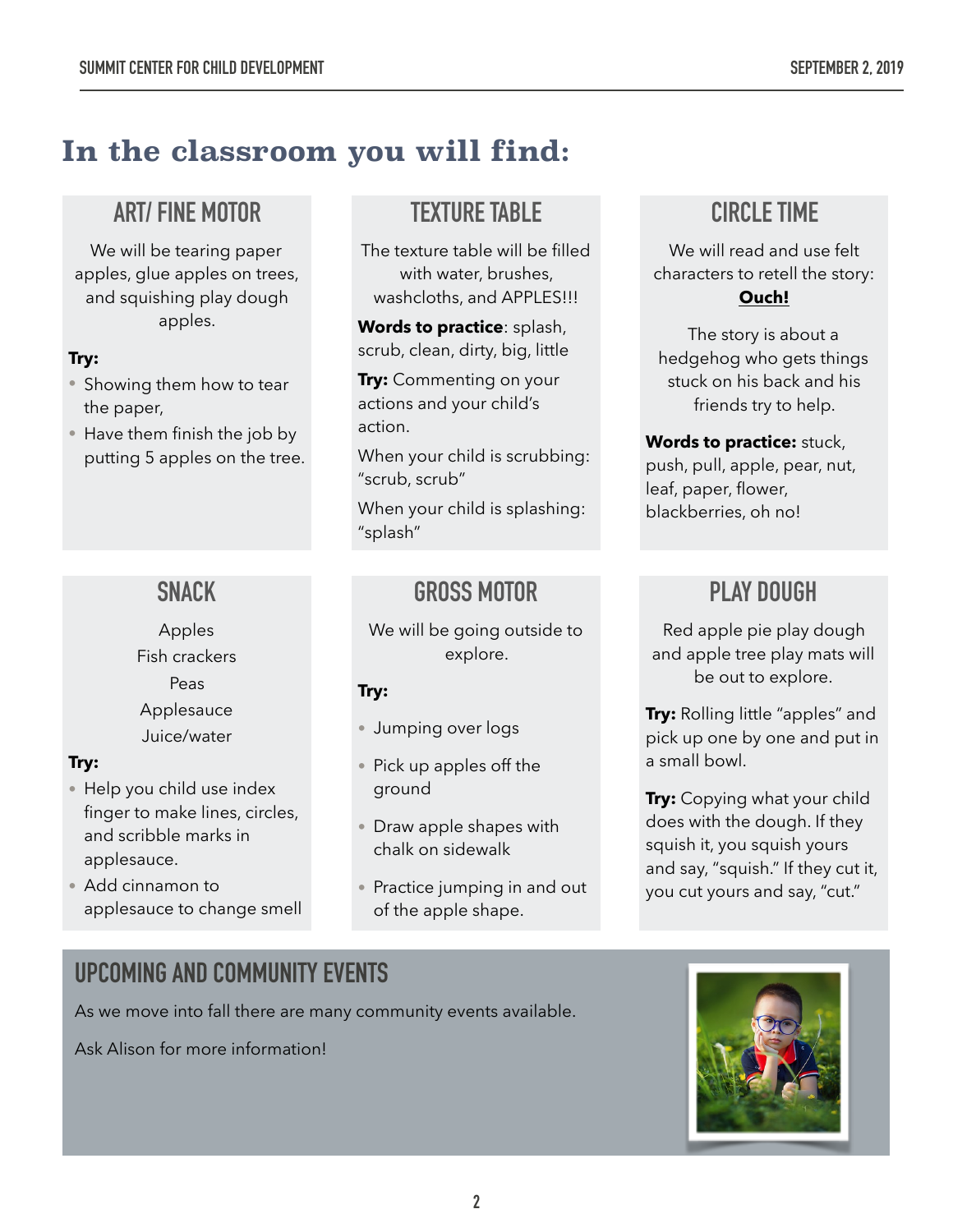# In the classroom you will find:

## ART/ FINE MOTOR

We will be tearing paper apples, glue apples on trees, and squishing play dough apples.

**Try:**

- Showing them how to tear the paper,
- Have them finish the job by putting 5 apples on the tree.

## TEXTURE TABLE

The texture table will be filled with water, brushes, washcloths, and APPLES!!!

**Words to practice**: splash, scrub, clean, dirty, big, little

**Try:** Commenting on your actions and your child's action.

When your child is scrubbing: "scrub, scrub"

When your child is splashing: "splash"

## CIRCLE TIME

We will read and use felt characters to retell the story: **Ouch!**

The story is about a hedgehog who gets things stuck on his back and his friends try to help.

**Words to practice:** stuck, push, pull, apple, pear, nut, leaf, paper, flower, blackberries, oh no!

## SNACK

Apples
Fish crackers
Peas
Applesauce
Juice/water

**Try:**

- Help you child use index finger to make lines, circles, and scribble marks in applesauce.
- Add cinnamon to applesauce to change smell

## GROSS MOTOR

We will be going outside to explore.

**Try:**

- Jumping over logs
- Pick up apples off the ground
- Draw apple shapes with chalk on sidewalk
- Practice jumping in and out of the apple shape.

## PLAY DOUGH

Red apple pie play dough and apple tree play mats will be out to explore.

**Try:** Rolling little "apples" and pick up one by one and put in a small bowl.

**Try:** Copying what your child does with the dough. If they squish it, you squish yours and say, "squish." If they cut it, you cut yours and say, "cut."

## UPCOMING AND COMMUNITY EVENTS

As we move into fall there are many community events available.

Ask Alison for more information!